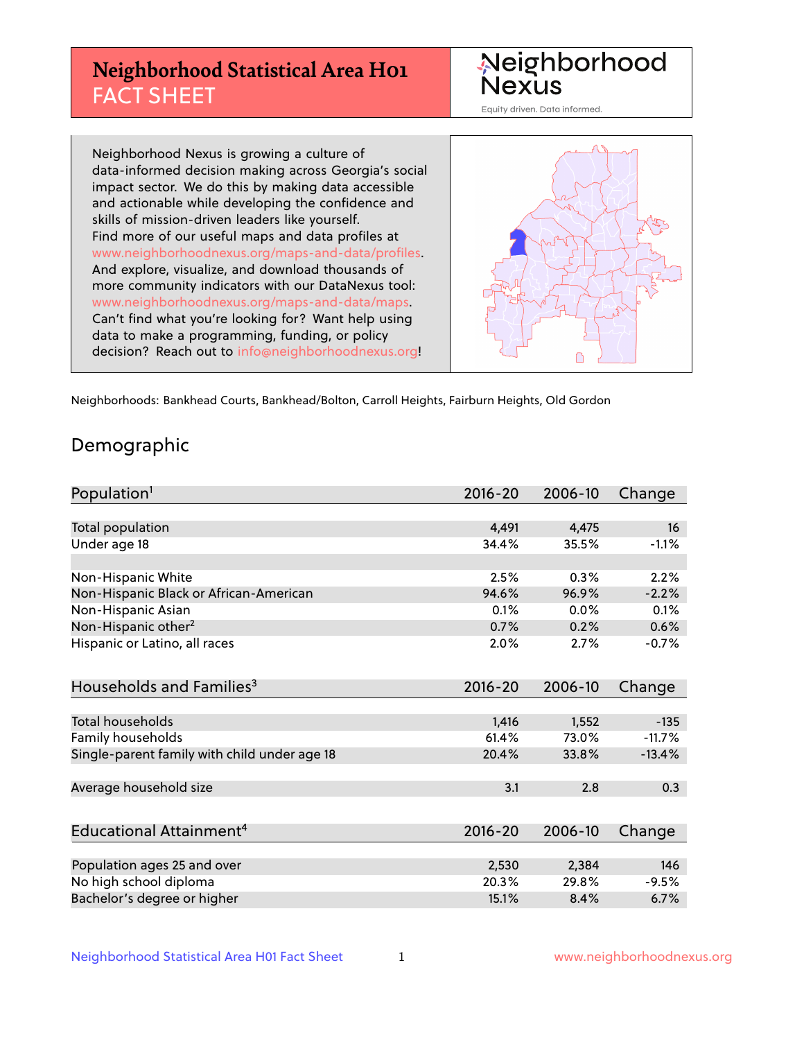# Neighborhood Statistical Area H01 FACT SHEET

Neighborhood Nexus

Equity driven. Data informed.

Neighborhood Nexus is growing a culture of data-informed decision making across Georgia's social impact sector. We do this by making data accessible and actionable while developing the confidence and skills of mission-driven leaders like yourself. Find more of our useful maps and data profiles at www.neighborhoodnexus.org/maps-and-data/profiles. And explore, visualize, and download thousands of more community indicators with our DataNexus tool: www.neighborhoodnexus.org/maps-and-data/maps. Can't find what you're looking for? Want help using data to make a programming, funding, or policy decision? Reach out to info@neighborhoodnexus.org!

Neighborhoods: Bankhead Courts, Bankhead/Bolton, Carroll Heights, Fairburn Heights, Old Gordon

## Demographic

| Population[1] | 2016-20 | 2006-10 | Change |
|---|---|---|---|
| Total population | 4,491 | 4,475 | 16 |
| Under age 18 | 34.4% | 35.5% | -1.1% |
| | | | |
| Non-Hispanic White | 2.5% | 0.3% | 2.2% |
| Non-Hispanic Black or African-American | 94.6% | 96.9% | -2.2% |
| Non-Hispanic Asian | 0.1% | 0.0% | 0.1% |
| Non-Hispanic other[2] | 0.7% | 0.2% | 0.6% |
| Hispanic or Latino, all races | 2.0% | 2.7% | -0.7% |

| Households and Families[3] | 2016-20 | 2006-10 | Change |
|---|---|---|---|
| Total households | 1,416 | 1,552 | -135 |
| Family households | 61.4% | 73.0% | -11.7% |
| Single-parent family with child under age 18 | 20.4% | 33.8% | -13.4% |
| | | | |
| Average household size | 3.1 | 2.8 | 0.3 |

| Educational Attainment[4] | 2016-20 | 2006-10 | Change |
|---|---|---|---|
| Population ages 25 and over | 2,530 | 2,384 | 146 |
| No high school diploma | 20.3% | 29.8% | -9.5% |
| Bachelor's degree or higher | 15.1% | 8.4% | 6.7% |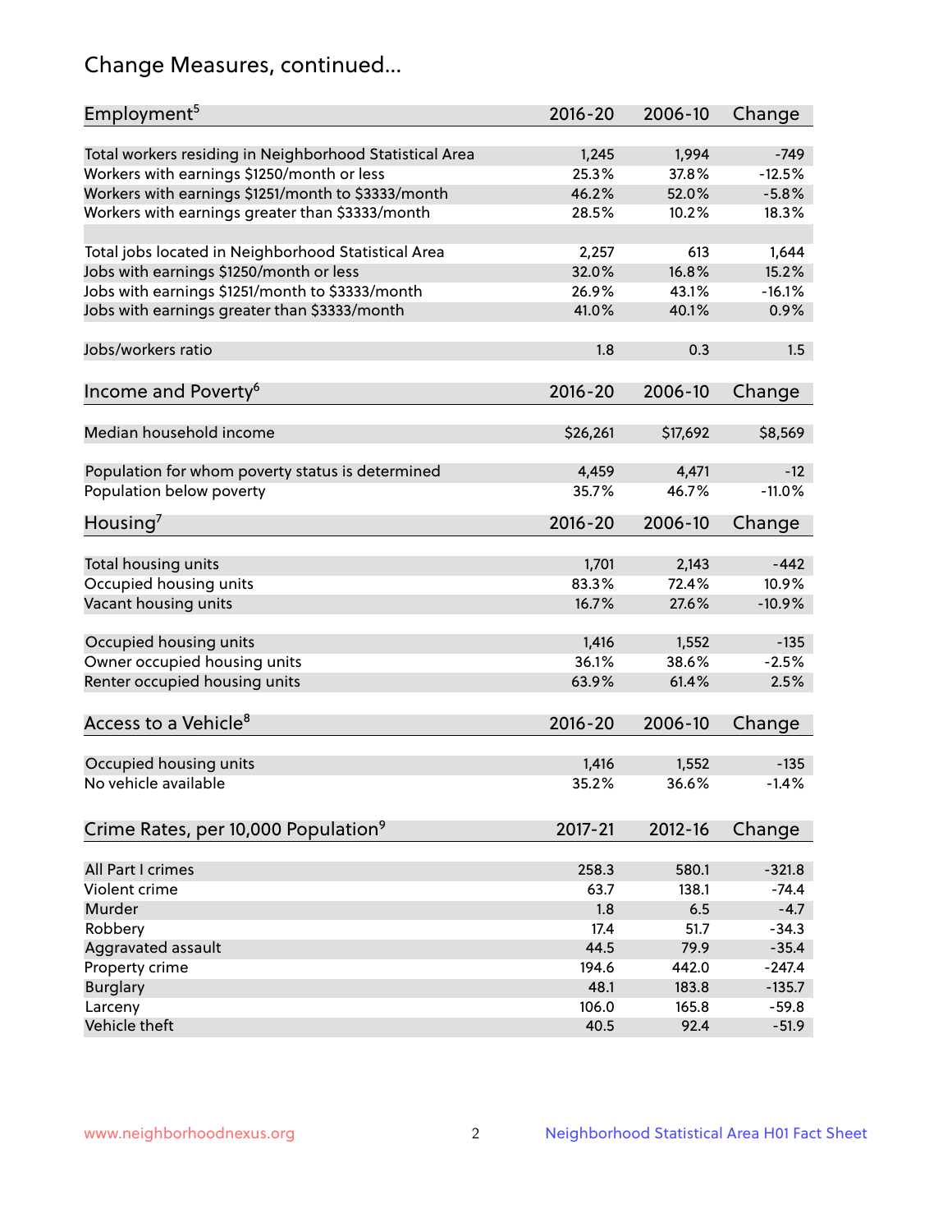# Change Measures, continued...

| Employment[5] | 2016-20 | 2006-10 | Change |
|---|---|---|---|
| Total workers residing in Neighborhood Statistical Area | 1,245 | 1,994 | -749 |
| Workers with earnings $1250/month or less | 25.3% | 37.8% | -12.5% |
| Workers with earnings $1251/month to $3333/month | 46.2% | 52.0% | -5.8% |
| Workers with earnings greater than $3333/month | 28.5% | 10.2% | 18.3% |
| | | | |
| Total jobs located in Neighborhood Statistical Area | 2,257 | 613 | 1,644 |
| Jobs with earnings $1250/month or less | 32.0% | 16.8% | 15.2% |
| Jobs with earnings $1251/month to $3333/month | 26.9% | 43.1% | -16.1% |
| Jobs with earnings greater than $3333/month | 41.0% | 40.1% | 0.9% |
| | | | |
| Jobs/workers ratio | 1.8 | 0.3 | 1.5 |

| Income and Poverty[6] | 2016-20 | 2006-10 | Change |
|---|---|---|---|
| Median household income | $26,261 | $17,692 | $8,569 |
| | | | |
| Population for whom poverty status is determined | 4,459 | 4,471 | -12 |
| Population below poverty | 35.7% | 46.7% | -11.0% |

| Housing[7] | 2016-20 | 2006-10 | Change |
|---|---|---|---|
| Total housing units | 1,701 | 2,143 | -442 |
| Occupied housing units | 83.3% | 72.4% | 10.9% |
| Vacant housing units | 16.7% | 27.6% | -10.9% |
| | | | |
| Occupied housing units | 1,416 | 1,552 | -135 |
| Owner occupied housing units | 36.1% | 38.6% | -2.5% |
| Renter occupied housing units | 63.9% | 61.4% | 2.5% |

| Access to a Vehicle[8] | 2016-20 | 2006-10 | Change |
|---|---|---|---|
| Occupied housing units | 1,416 | 1,552 | -135 |
| No vehicle available | 35.2% | 36.6% | -1.4% |

| Crime Rates, per 10,000 Population[9] | 2017-21 | 2012-16 | Change |
|---|---|---|---|
| All Part I crimes | 258.3 | 580.1 | -321.8 |
| Violent crime | 63.7 | 138.1 | -74.4 |
| Murder | 1.8 | 6.5 | -4.7 |
| Robbery | 17.4 | 51.7 | -34.3 |
| Aggravated assault | 44.5 | 79.9 | -35.4 |
| Property crime | 194.6 | 442.0 | -247.4 |
| Burglary | 48.1 | 183.8 | -135.7 |
| Larceny | 106.0 | 165.8 | -59.8 |
| Vehicle theft | 40.5 | 92.4 | -51.9 |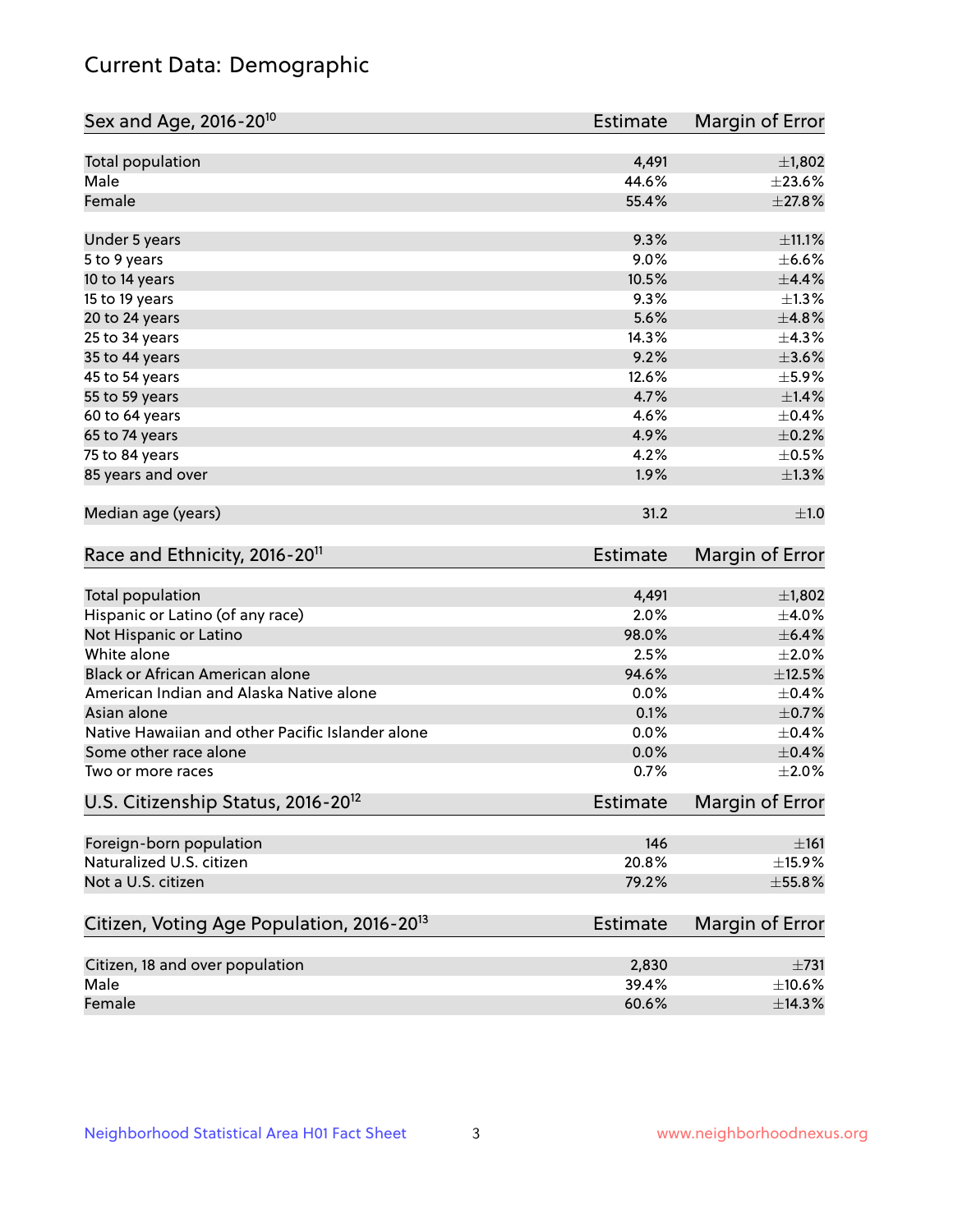# Current Data: Demographic

| Sex and Age, 2016-20[10] | Estimate | Margin of Error |
|---|---|---|
| Total population | 4,491 | ±1,802 |
| Male | 44.6% | ±23.6% |
| Female | 55.4% | ±27.8% |
| Under 5 years | 9.3% | ±11.1% |
| 5 to 9 years | 9.0% | ±6.6% |
| 10 to 14 years | 10.5% | ±4.4% |
| 15 to 19 years | 9.3% | ±1.3% |
| 20 to 24 years | 5.6% | ±4.8% |
| 25 to 34 years | 14.3% | ±4.3% |
| 35 to 44 years | 9.2% | ±3.6% |
| 45 to 54 years | 12.6% | ±5.9% |
| 55 to 59 years | 4.7% | ±1.4% |
| 60 to 64 years | 4.6% | ±0.4% |
| 65 to 74 years | 4.9% | ±0.2% |
| 75 to 84 years | 4.2% | ±0.5% |
| 85 years and over | 1.9% | ±1.3% |
| Median age (years) | 31.2 | ±1.0 |

| Race and Ethnicity, 2016-20[11] | Estimate | Margin of Error |
|---|---|---|
| Total population | 4,491 | ±1,802 |
| Hispanic or Latino (of any race) | 2.0% | ±4.0% |
| Not Hispanic or Latino | 98.0% | ±6.4% |
| White alone | 2.5% | ±2.0% |
| Black or African American alone | 94.6% | ±12.5% |
| American Indian and Alaska Native alone | 0.0% | ±0.4% |
| Asian alone | 0.1% | ±0.7% |
| Native Hawaiian and other Pacific Islander alone | 0.0% | ±0.4% |
| Some other race alone | 0.0% | ±0.4% |
| Two or more races | 0.7% | ±2.0% |

| U.S. Citizenship Status, 2016-20[12] | Estimate | Margin of Error |
|---|---|---|
| Foreign-born population | 146 | ±161 |
| Naturalized U.S. citizen | 20.8% | ±15.9% |
| Not a U.S. citizen | 79.2% | ±55.8% |

| Citizen, Voting Age Population, 2016-20[13] | Estimate | Margin of Error |
|---|---|---|
| Citizen, 18 and over population | 2,830 | ±731 |
| Male | 39.4% | ±10.6% |
| Female | 60.6% | ±14.3% |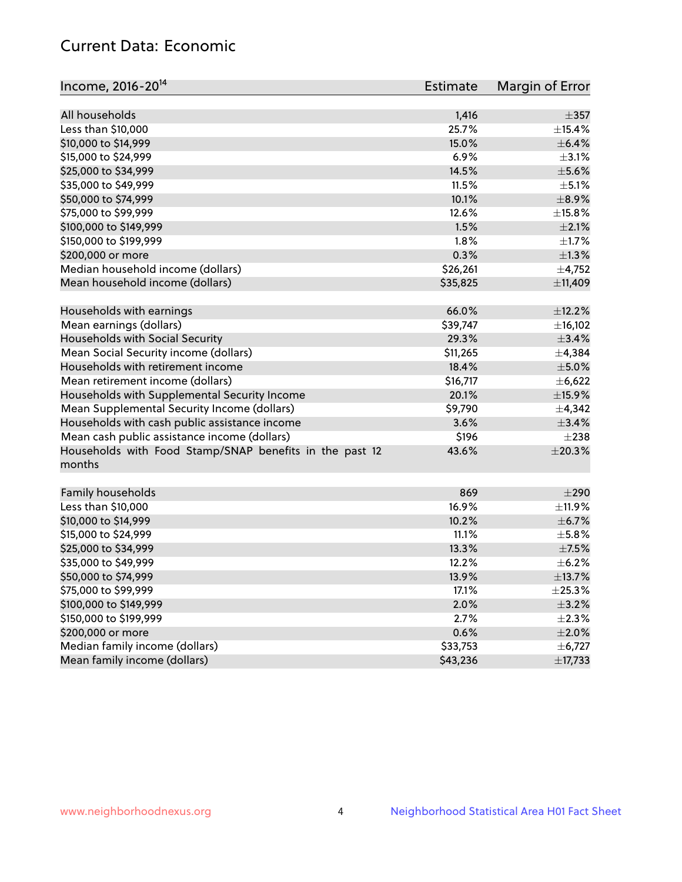## Current Data: Economic

| Income, 2016-20[14] | Estimate | Margin of Error |
|---|---|---|
| All households | 1,416 | ±357 |
| Less than $10,000 | 25.7% | ±15.4% |
| $10,000 to $14,999 | 15.0% | ±6.4% |
| $15,000 to $24,999 | 6.9% | ±3.1% |
| $25,000 to $34,999 | 14.5% | ±5.6% |
| $35,000 to $49,999 | 11.5% | ±5.1% |
| $50,000 to $74,999 | 10.1% | ±8.9% |
| $75,000 to $99,999 | 12.6% | ±15.8% |
| $100,000 to $149,999 | 1.5% | ±2.1% |
| $150,000 to $199,999 | 1.8% | ±1.7% |
| $200,000 or more | 0.3% | ±1.3% |
| Median household income (dollars) | $26,261 | ±4,752 |
| Mean household income (dollars) | $35,825 | ±11,409 |
| | | |
| Households with earnings | 66.0% | ±12.2% |
| Mean earnings (dollars) | $39,747 | ±16,102 |
| Households with Social Security | 29.3% | ±3.4% |
| Mean Social Security income (dollars) | $11,265 | ±4,384 |
| Households with retirement income | 18.4% | ±5.0% |
| Mean retirement income (dollars) | $16,717 | ±6,622 |
| Households with Supplemental Security Income | 20.1% | ±15.9% |
| Mean Supplemental Security Income (dollars) | $9,790 | ±4,342 |
| Households with cash public assistance income | 3.6% | ±3.4% |
| Mean cash public assistance income (dollars) | $196 | ±238 |
| Households with Food Stamp/SNAP benefits in the past 12 months | 43.6% | ±20.3% |
| | | |
| Family households | 869 | ±290 |
| Less than $10,000 | 16.9% | ±11.9% |
| $10,000 to $14,999 | 10.2% | ±6.7% |
| $15,000 to $24,999 | 11.1% | ±5.8% |
| $25,000 to $34,999 | 13.3% | ±7.5% |
| $35,000 to $49,999 | 12.2% | ±6.2% |
| $50,000 to $74,999 | 13.9% | ±13.7% |
| $75,000 to $99,999 | 17.1% | ±25.3% |
| $100,000 to $149,999 | 2.0% | ±3.2% |
| $150,000 to $199,999 | 2.7% | ±2.3% |
| $200,000 or more | 0.6% | ±2.0% |
| Median family income (dollars) | $33,753 | ±6,727 |
| Mean family income (dollars) | $43,236 | ±17,733 |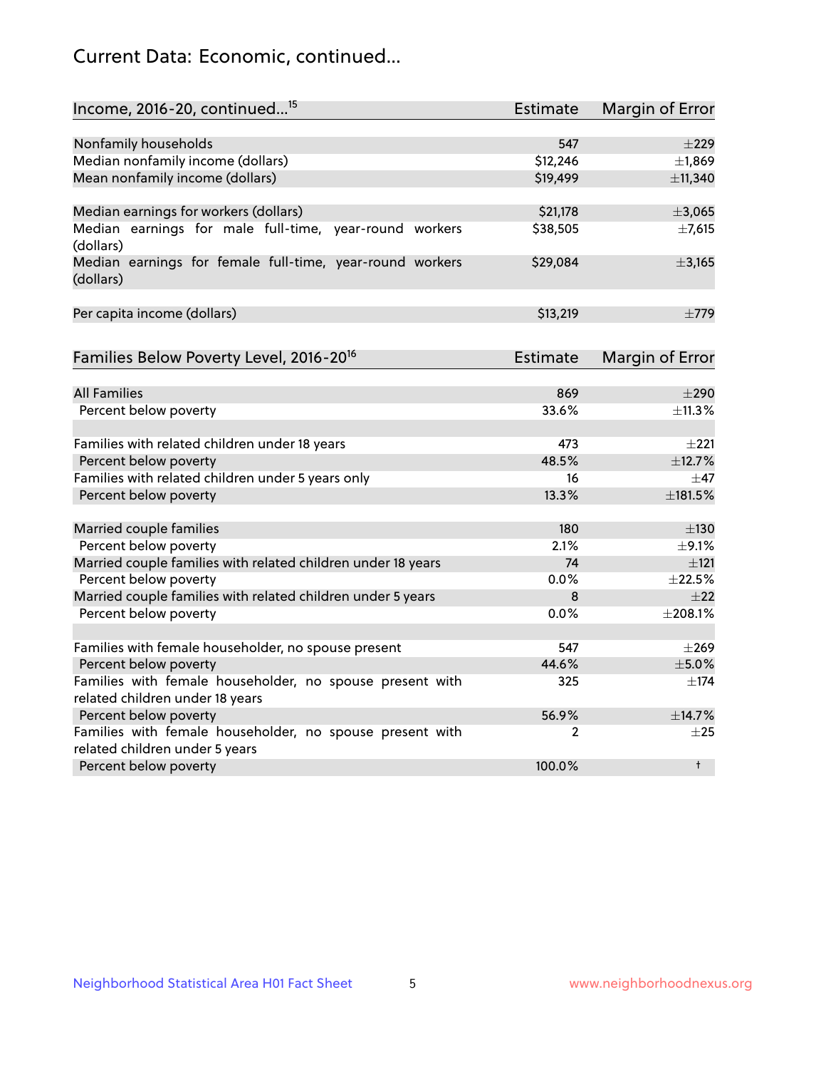# Current Data: Economic, continued...

| Income, 2016-20, continued...[15] | Estimate | Margin of Error |
|---|---|---|
| Nonfamily households | 547 | ±229 |
| Median nonfamily income (dollars) | $12,246 | ±1,869 |
| Mean nonfamily income (dollars) | $19,499 | ±11,340 |
| | | |
| Median earnings for workers (dollars) | $21,178 | ±3,065 |
| Median earnings for male full-time, year-round workers (dollars) | $38,505 | ±7,615 |
| Median earnings for female full-time, year-round workers (dollars) | $29,084 | ±3,165 |
| | | |
| Per capita income (dollars) | $13,219 | ±779 |

| Families Below Poverty Level, 2016-20[16] | Estimate | Margin of Error |
|---|---|---|
| All Families | 869 | ±290 |
| Percent below poverty | 33.6% | ±11.3% |
| | | |
| Families with related children under 18 years | 473 | ±221 |
| Percent below poverty | 48.5% | ±12.7% |
| Families with related children under 5 years only | 16 | ±47 |
| Percent below poverty | 13.3% | ±181.5% |
| | | |
| Married couple families | 180 | ±130 |
| Percent below poverty | 2.1% | ±9.1% |
| Married couple families with related children under 18 years | 74 | ±121 |
| Percent below poverty | 0.0% | ±22.5% |
| Married couple families with related children under 5 years | 8 | ±22 |
| Percent below poverty | 0.0% | ±208.1% |
| | | |
| Families with female householder, no spouse present | 547 | ±269 |
| Percent below poverty | 44.6% | ±5.0% |
| Families with female householder, no spouse present with related children under 18 years | 325 | ±174 |
| Percent below poverty | 56.9% | ±14.7% |
| Families with female householder, no spouse present with related children under 5 years | 2 | ±25 |
| Percent below poverty | 100.0% | † |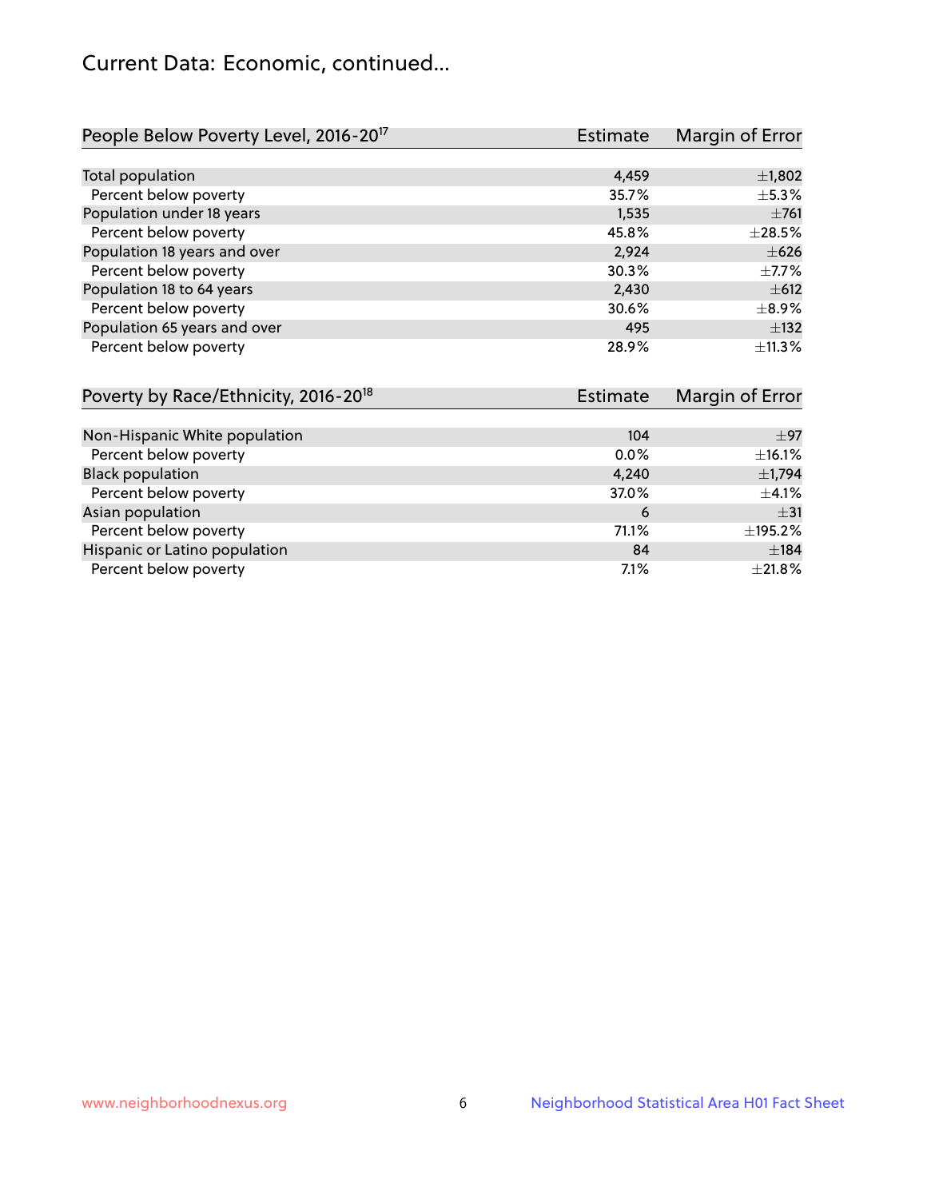# Current Data: Economic, continued...

| People Below Poverty Level, 2016-20[17] | Estimate | Margin of Error |
|---|---|---|
| Total population | 4,459 | ±1,802 |
| Percent below poverty | 35.7% | ±5.3% |
| Population under 18 years | 1,535 | ±761 |
| Percent below poverty | 45.8% | ±28.5% |
| Population 18 years and over | 2,924 | ±626 |
| Percent below poverty | 30.3% | ±7.7% |
| Population 18 to 64 years | 2,430 | ±612 |
| Percent below poverty | 30.6% | ±8.9% |
| Population 65 years and over | 495 | ±132 |
| Percent below poverty | 28.9% | ±11.3% |

| Poverty by Race/Ethnicity, 2016-20[18] | Estimate | Margin of Error |
|---|---|---|
| Non-Hispanic White population | 104 | ±97 |
| Percent below poverty | 0.0% | ±16.1% |
| Black population | 4,240 | ±1,794 |
| Percent below poverty | 37.0% | ±4.1% |
| Asian population | 6 | ±31 |
| Percent below poverty | 71.1% | ±195.2% |
| Hispanic or Latino population | 84 | ±184 |
| Percent below poverty | 7.1% | ±21.8% |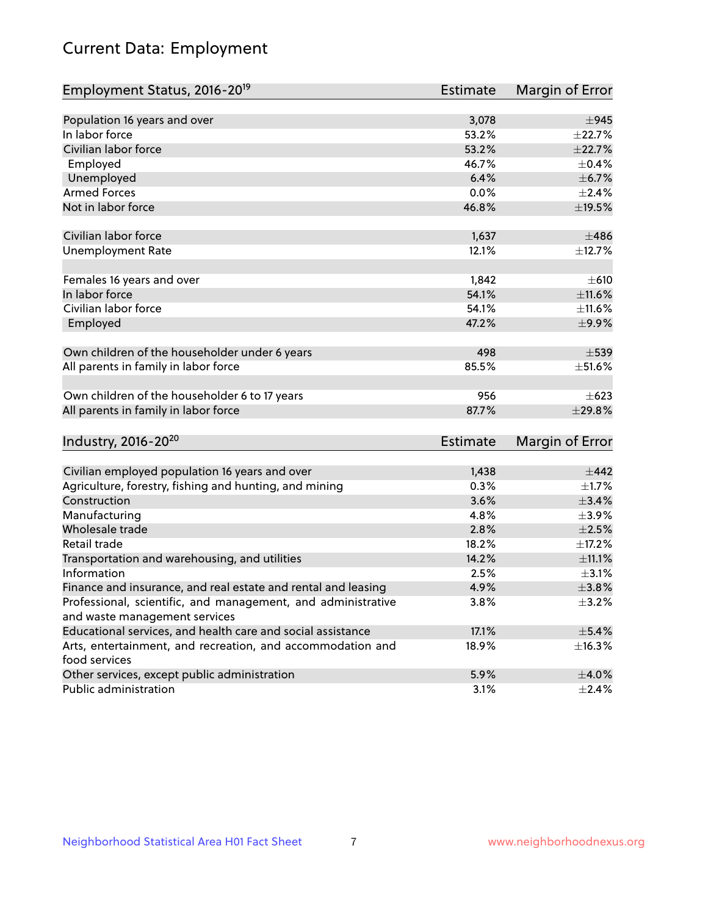## Current Data: Employment

| Employment Status, 2016-20[19] | Estimate | Margin of Error |
|---|---|---|
| Population 16 years and over | 3,078 | ±945 |
| In labor force | 53.2% | ±22.7% |
| Civilian labor force | 53.2% | ±22.7% |
| Employed | 46.7% | ±0.4% |
| Unemployed | 6.4% | ±6.7% |
| Armed Forces | 0.0% | ±2.4% |
| Not in labor force | 46.8% | ±19.5% |
| | | |
| Civilian labor force | 1,637 | ±486 |
| Unemployment Rate | 12.1% | ±12.7% |
| | | |
| Females 16 years and over | 1,842 | ±610 |
| In labor force | 54.1% | ±11.6% |
| Civilian labor force | 54.1% | ±11.6% |
| Employed | 47.2% | ±9.9% |
| | | |
| Own children of the householder under 6 years | 498 | ±539 |
| All parents in family in labor force | 85.5% | ±51.6% |
| | | |
| Own children of the householder 6 to 17 years | 956 | ±623 |
| All parents in family in labor force | 87.7% | ±29.8% |

| Industry, 2016-20[20] | Estimate | Margin of Error |
|---|---|---|
| Civilian employed population 16 years and over | 1,438 | ±442 |
| Agriculture, forestry, fishing and hunting, and mining | 0.3% | ±1.7% |
| Construction | 3.6% | ±3.4% |
| Manufacturing | 4.8% | ±3.9% |
| Wholesale trade | 2.8% | ±2.5% |
| Retail trade | 18.2% | ±17.2% |
| Transportation and warehousing, and utilities | 14.2% | ±11.1% |
| Information | 2.5% | ±3.1% |
| Finance and insurance, and real estate and rental and leasing | 4.9% | ±3.8% |
| Professional, scientific, and management, and administrative and waste management services | 3.8% | ±3.2% |
| Educational services, and health care and social assistance | 17.1% | ±5.4% |
| Arts, entertainment, and recreation, and accommodation and food services | 18.9% | ±16.3% |
| Other services, except public administration | 5.9% | ±4.0% |
| Public administration | 3.1% | ±2.4% |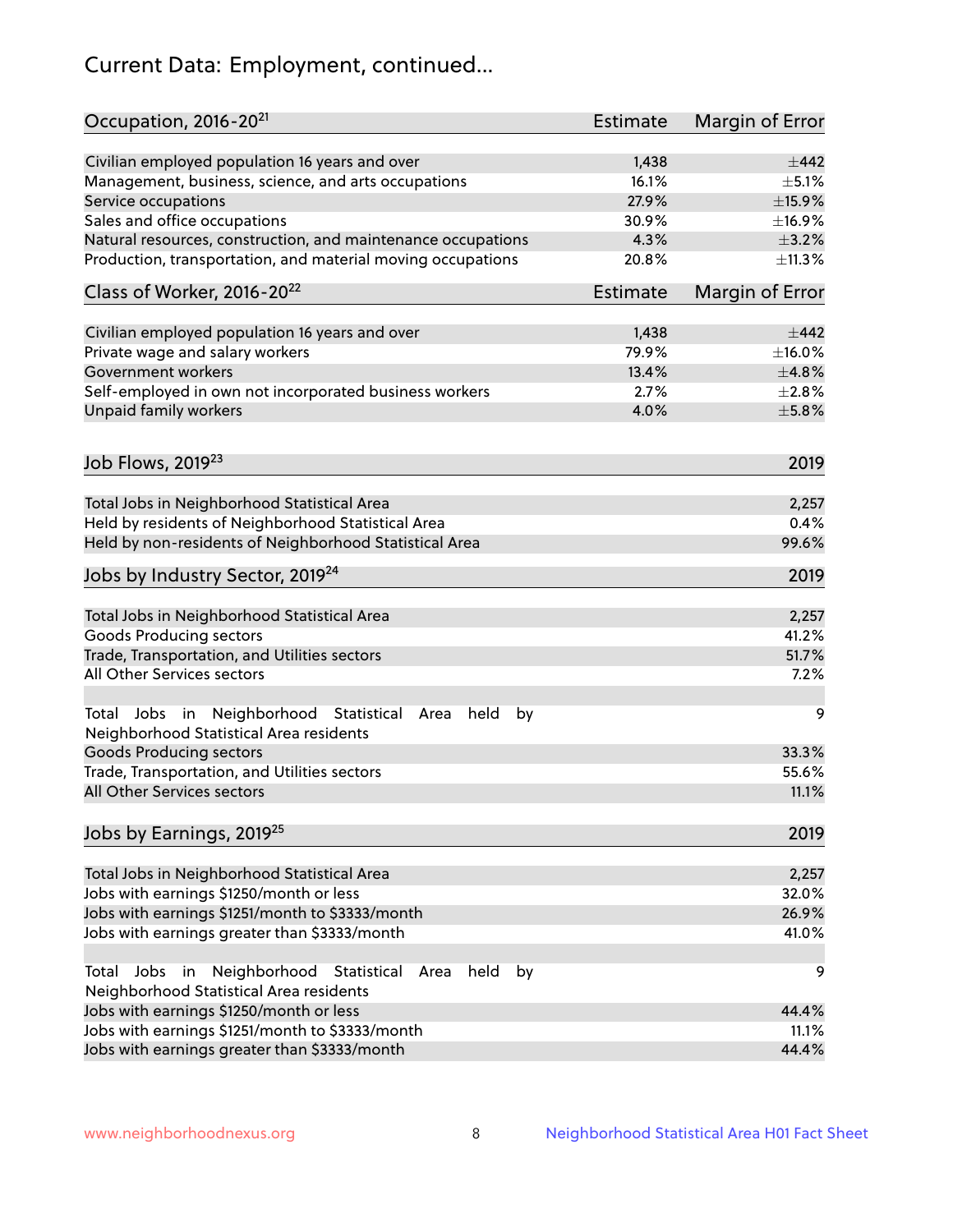# Current Data: Employment, continued...

| Occupation, 2016-20[21] | Estimate | Margin of Error |
|---|---|---|
| Civilian employed population 16 years and over | 1,438 | ±442 |
| Management, business, science, and arts occupations | 16.1% | ±5.1% |
| Service occupations | 27.9% | ±15.9% |
| Sales and office occupations | 30.9% | ±16.9% |
| Natural resources, construction, and maintenance occupations | 4.3% | ±3.2% |
| Production, transportation, and material moving occupations | 20.8% | ±11.3% |

| Class of Worker, 2016-20[22] | Estimate | Margin of Error |
|---|---|---|
| Civilian employed population 16 years and over | 1,438 | ±442 |
| Private wage and salary workers | 79.9% | ±16.0% |
| Government workers | 13.4% | ±4.8% |
| Self-employed in own not incorporated business workers | 2.7% | ±2.8% |
| Unpaid family workers | 4.0% | ±5.8% |

| Job Flows, 2019[23] | 2019 |
|---|---|
| Total Jobs in Neighborhood Statistical Area | 2,257 |
| Held by residents of Neighborhood Statistical Area | 0.4% |
| Held by non-residents of Neighborhood Statistical Area | 99.6% |

| Jobs by Industry Sector, 2019[24] | 2019 |
|---|---|
| Total Jobs in Neighborhood Statistical Area | 2,257 |
| Goods Producing sectors | 41.2% |
| Trade, Transportation, and Utilities sectors | 51.7% |
| All Other Services sectors | 7.2% |
| Total Jobs in Neighborhood Statistical Area held by Neighborhood Statistical Area residents | 9 |
| Goods Producing sectors | 33.3% |
| Trade, Transportation, and Utilities sectors | 55.6% |
| All Other Services sectors | 11.1% |

| Jobs by Earnings, 2019[25] | 2019 |
|---|---|
| Total Jobs in Neighborhood Statistical Area | 2,257 |
| Jobs with earnings $1250/month or less | 32.0% |
| Jobs with earnings $1251/month to $3333/month | 26.9% |
| Jobs with earnings greater than $3333/month | 41.0% |
| Total Jobs in Neighborhood Statistical Area held by Neighborhood Statistical Area residents | 9 |
| Jobs with earnings $1250/month or less | 44.4% |
| Jobs with earnings $1251/month to $3333/month | 11.1% |
| Jobs with earnings greater than $3333/month | 44.4% |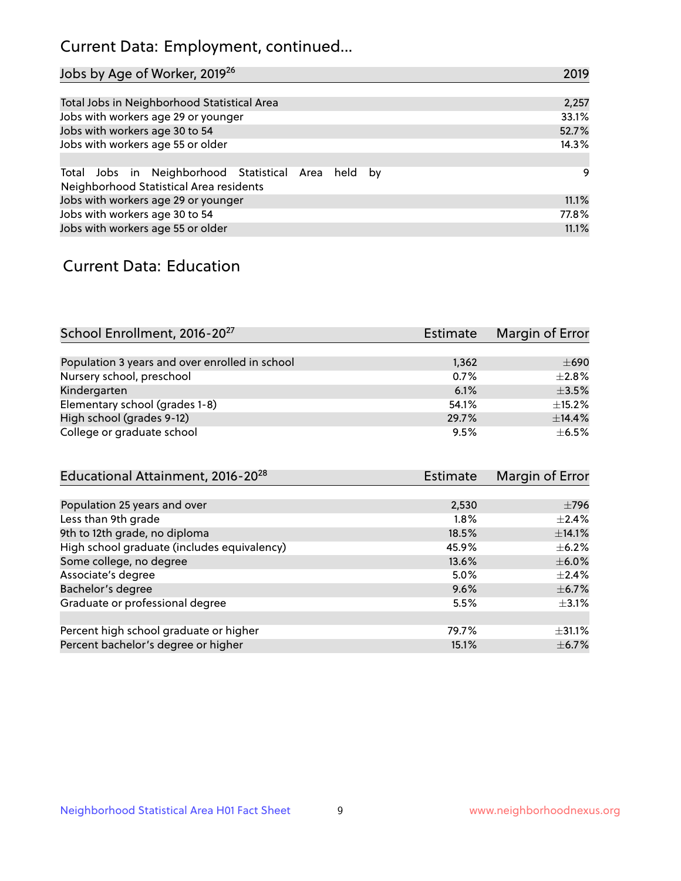## Current Data: Employment, continued...

| Jobs by Age of Worker, 2019[26] | 2019 |
|---|---|
| Total Jobs in Neighborhood Statistical Area | 2,257 |
| Jobs with workers age 29 or younger | 33.1% |
| Jobs with workers age 30 to 54 | 52.7% |
| Jobs with workers age 55 or older | 14.3% |
| | |
| Total Jobs in Neighborhood Statistical Area held by Neighborhood Statistical Area residents | 9 |
| Jobs with workers age 29 or younger | 11.1% |
| Jobs with workers age 30 to 54 | 77.8% |
| Jobs with workers age 55 or older | 11.1% |

## Current Data: Education

| School Enrollment, 2016-20[27] | Estimate | Margin of Error |
|---|---|---|
| Population 3 years and over enrolled in school | 1,362 | ±690 |
| Nursery school, preschool | 0.7% | ±2.8% |
| Kindergarten | 6.1% | ±3.5% |
| Elementary school (grades 1-8) | 54.1% | ±15.2% |
| High school (grades 9-12) | 29.7% | ±14.4% |
| College or graduate school | 9.5% | ±6.5% |

| Educational Attainment, 2016-20[28] | Estimate | Margin of Error |
|---|---|---|
| Population 25 years and over | 2,530 | ±796 |
| Less than 9th grade | 1.8% | ±2.4% |
| 9th to 12th grade, no diploma | 18.5% | ±14.1% |
| High school graduate (includes equivalency) | 45.9% | ±6.2% |
| Some college, no degree | 13.6% | ±6.0% |
| Associate's degree | 5.0% | ±2.4% |
| Bachelor's degree | 9.6% | ±6.7% |
| Graduate or professional degree | 5.5% | ±3.1% |
| | | |
| Percent high school graduate or higher | 79.7% | ±31.1% |
| Percent bachelor's degree or higher | 15.1% | ±6.7% |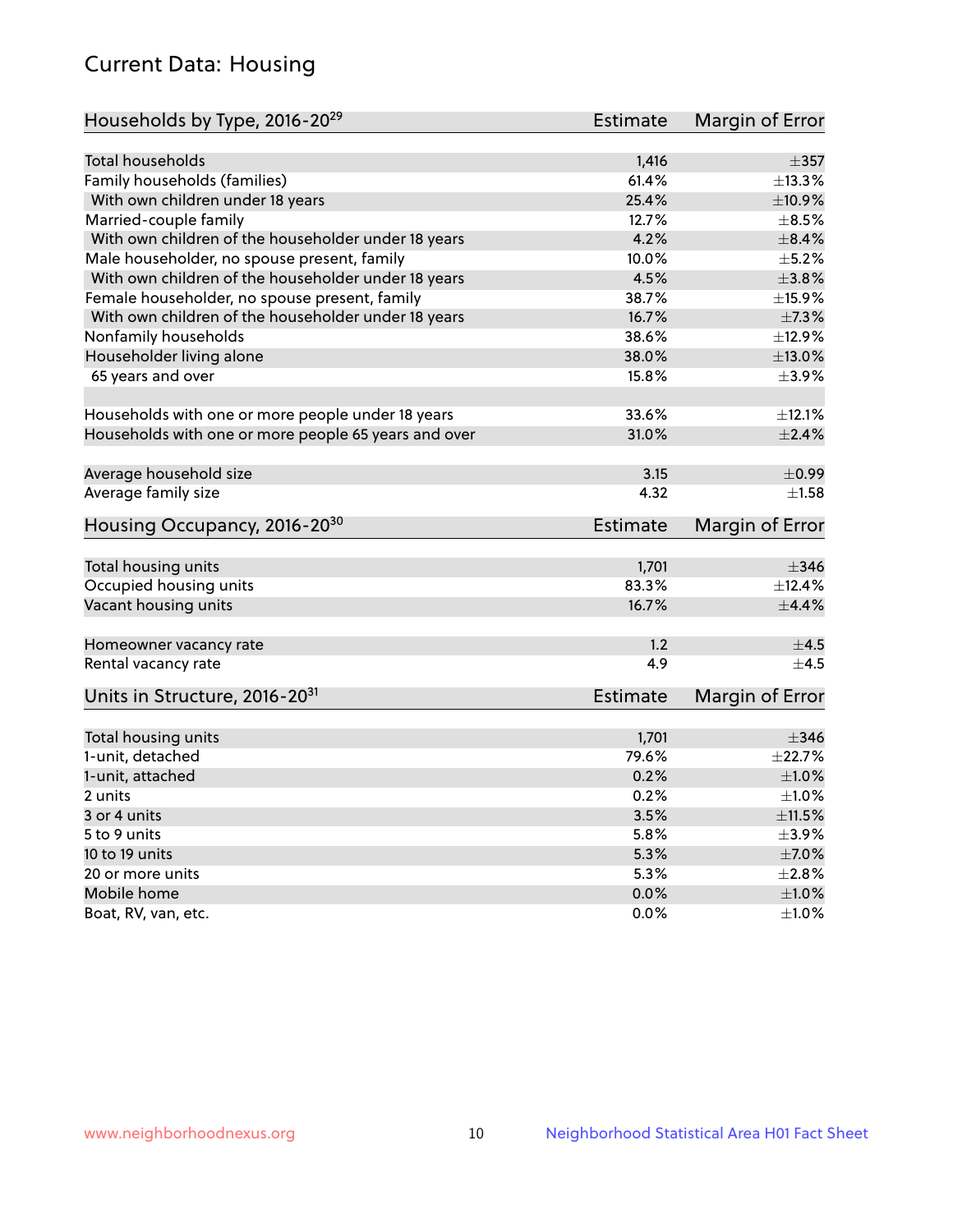# Current Data: Housing

| Households by Type, 2016-20[29] | Estimate | Margin of Error |
|---|---|---|
| Total households | 1,416 | ±357 |
| Family households (families) | 61.4% | ±13.3% |
| With own children under 18 years | 25.4% | ±10.9% |
| Married-couple family | 12.7% | ±8.5% |
| With own children of the householder under 18 years | 4.2% | ±8.4% |
| Male householder, no spouse present, family | 10.0% | ±5.2% |
| With own children of the householder under 18 years | 4.5% | ±3.8% |
| Female householder, no spouse present, family | 38.7% | ±15.9% |
| With own children of the householder under 18 years | 16.7% | ±7.3% |
| Nonfamily households | 38.6% | ±12.9% |
| Householder living alone | 38.0% | ±13.0% |
| 65 years and over | 15.8% | ±3.9% |
| Households with one or more people under 18 years | 33.6% | ±12.1% |
| Households with one or more people 65 years and over | 31.0% | ±2.4% |
| Average household size | 3.15 | ±0.99 |
| Average family size | 4.32 | ±1.58 |

| Housing Occupancy, 2016-20[30] | Estimate | Margin of Error |
|---|---|---|
| Total housing units | 1,701 | ±346 |
| Occupied housing units | 83.3% | ±12.4% |
| Vacant housing units | 16.7% | ±4.4% |
| Homeowner vacancy rate | 1.2 | ±4.5 |
| Rental vacancy rate | 4.9 | ±4.5 |

| Units in Structure, 2016-20[31] | Estimate | Margin of Error |
|---|---|---|
| Total housing units | 1,701 | ±346 |
| 1-unit, detached | 79.6% | ±22.7% |
| 1-unit, attached | 0.2% | ±1.0% |
| 2 units | 0.2% | ±1.0% |
| 3 or 4 units | 3.5% | ±11.5% |
| 5 to 9 units | 5.8% | ±3.9% |
| 10 to 19 units | 5.3% | ±7.0% |
| 20 or more units | 5.3% | ±2.8% |
| Mobile home | 0.0% | ±1.0% |
| Boat, RV, van, etc. | 0.0% | ±1.0% |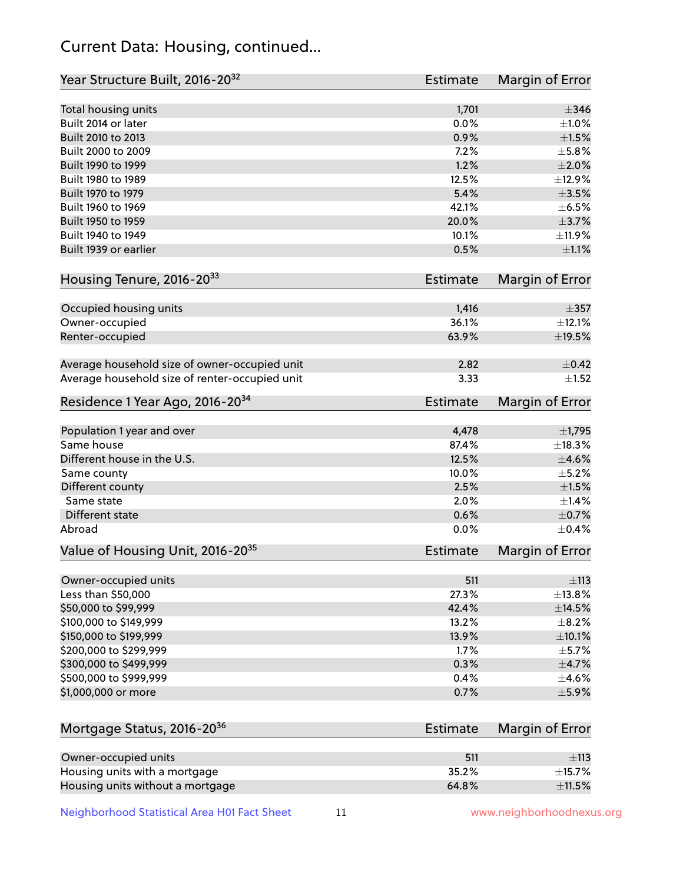## Current Data: Housing, continued...

| Year Structure Built, 2016-20[32] | Estimate | Margin of Error |
|---|---|---|
| Total housing units | 1,701 | ±346 |
| Built 2014 or later | 0.0% | ±1.0% |
| Built 2010 to 2013 | 0.9% | ±1.5% |
| Built 2000 to 2009 | 7.2% | ±5.8% |
| Built 1990 to 1999 | 1.2% | ±2.0% |
| Built 1980 to 1989 | 12.5% | ±12.9% |
| Built 1970 to 1979 | 5.4% | ±3.5% |
| Built 1960 to 1969 | 42.1% | ±6.5% |
| Built 1950 to 1959 | 20.0% | ±3.7% |
| Built 1940 to 1949 | 10.1% | ±11.9% |
| Built 1939 or earlier | 0.5% | ±1.1% |

| Housing Tenure, 2016-20[33] | Estimate | Margin of Error |
|---|---|---|
| Occupied housing units | 1,416 | ±357 |
| Owner-occupied | 36.1% | ±12.1% |
| Renter-occupied | 63.9% | ±19.5% |
| Average household size of owner-occupied unit | 2.82 | ±0.42 |
| Average household size of renter-occupied unit | 3.33 | ±1.52 |

| Residence 1 Year Ago, 2016-20[34] | Estimate | Margin of Error |
|---|---|---|
| Population 1 year and over | 4,478 | ±1,795 |
| Same house | 87.4% | ±18.3% |
| Different house in the U.S. | 12.5% | ±4.6% |
| Same county | 10.0% | ±5.2% |
| Different county | 2.5% | ±1.5% |
| Same state | 2.0% | ±1.4% |
| Different state | 0.6% | ±0.7% |
| Abroad | 0.0% | ±0.4% |

| Value of Housing Unit, 2016-20[35] | Estimate | Margin of Error |
|---|---|---|
| Owner-occupied units | 511 | ±113 |
| Less than $50,000 | 27.3% | ±13.8% |
| $50,000 to $99,999 | 42.4% | ±14.5% |
| $100,000 to $149,999 | 13.2% | ±8.2% |
| $150,000 to $199,999 | 13.9% | ±10.1% |
| $200,000 to $299,999 | 1.7% | ±5.7% |
| $300,000 to $499,999 | 0.3% | ±4.7% |
| $500,000 to $999,999 | 0.4% | ±4.6% |
| $1,000,000 or more | 0.7% | ±5.9% |

| Mortgage Status, 2016-20[36] | Estimate | Margin of Error |
|---|---|---|
| Owner-occupied units | 511 | ±113 |
| Housing units with a mortgage | 35.2% | ±15.7% |
| Housing units without a mortgage | 64.8% | ±11.5% |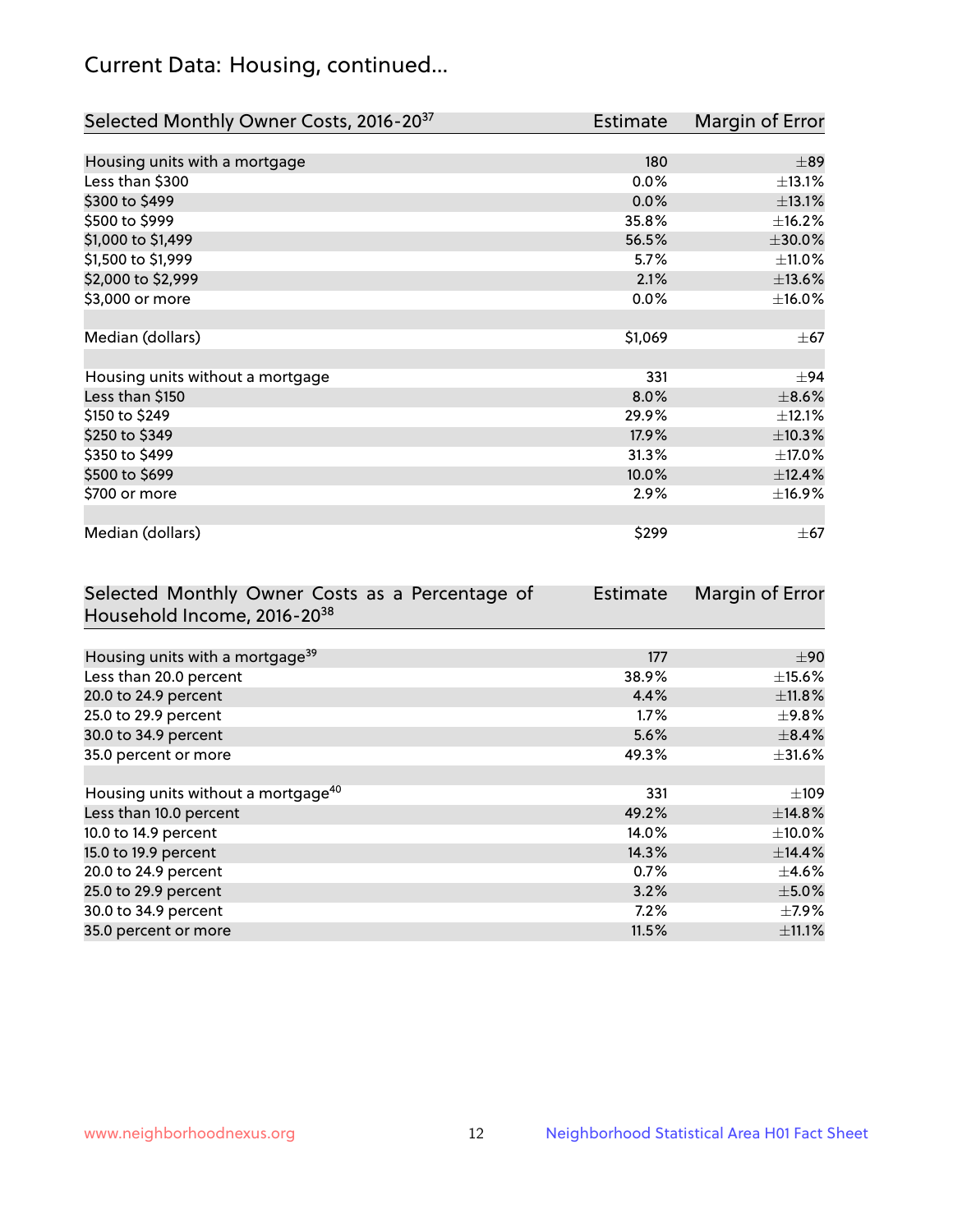## Current Data: Housing, continued...

| Selected Monthly Owner Costs, 2016-20[37] | Estimate | Margin of Error |
|---|---|---|
| Housing units with a mortgage | 180 | ±89 |
| Less than $300 | 0.0% | ±13.1% |
| $300 to $499 | 0.0% | ±13.1% |
| $500 to $999 | 35.8% | ±16.2% |
| $1,000 to $1,499 | 56.5% | ±30.0% |
| $1,500 to $1,999 | 5.7% | ±11.0% |
| $2,000 to $2,999 | 2.1% | ±13.6% |
| $3,000 or more | 0.0% | ±16.0% |
| Median (dollars) | $1,069 | ±67 |
| Housing units without a mortgage | 331 | ±94 |
| Less than $150 | 8.0% | ±8.6% |
| $150 to $249 | 29.9% | ±12.1% |
| $250 to $349 | 17.9% | ±10.3% |
| $350 to $499 | 31.3% | ±17.0% |
| $500 to $699 | 10.0% | ±12.4% |
| $700 or more | 2.9% | ±16.9% |
| Median (dollars) | $299 | ±67 |

| Selected Monthly Owner Costs as a Percentage of Household Income, 2016-20[38] | Estimate | Margin of Error |
|---|---|---|
| Housing units with a mortgage[39] | 177 | ±90 |
| Less than 20.0 percent | 38.9% | ±15.6% |
| 20.0 to 24.9 percent | 4.4% | ±11.8% |
| 25.0 to 29.9 percent | 1.7% | ±9.8% |
| 30.0 to 34.9 percent | 5.6% | ±8.4% |
| 35.0 percent or more | 49.3% | ±31.6% |
| Housing units without a mortgage[40] | 331 | ±109 |
| Less than 10.0 percent | 49.2% | ±14.8% |
| 10.0 to 14.9 percent | 14.0% | ±10.0% |
| 15.0 to 19.9 percent | 14.3% | ±14.4% |
| 20.0 to 24.9 percent | 0.7% | ±4.6% |
| 25.0 to 29.9 percent | 3.2% | ±5.0% |
| 30.0 to 34.9 percent | 7.2% | ±7.9% |
| 35.0 percent or more | 11.5% | ±11.1% |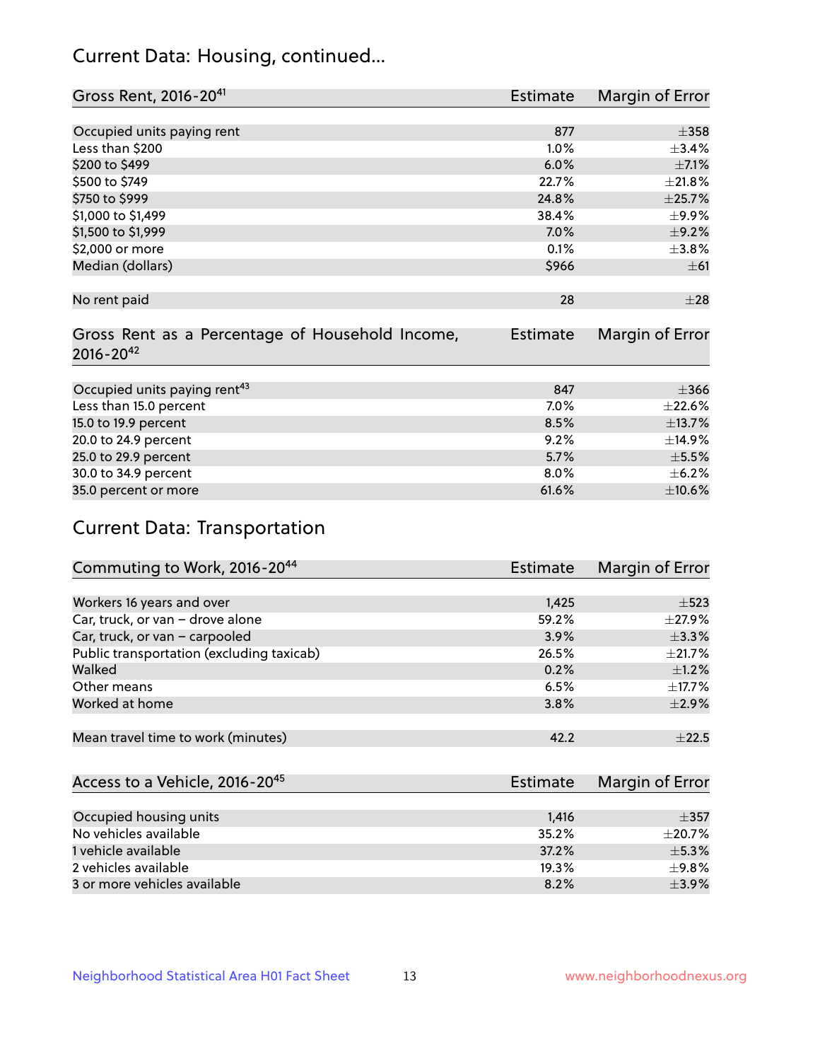## Current Data: Housing, continued...

| Gross Rent, 2016-20[41] | Estimate | Margin of Error |
|---|---|---|
| Occupied units paying rent | 877 | ±358 |
| Less than $200 | 1.0% | ±3.4% |
| $200 to $499 | 6.0% | ±7.1% |
| $500 to $749 | 22.7% | ±21.8% |
| $750 to $999 | 24.8% | ±25.7% |
| $1,000 to $1,499 | 38.4% | ±9.9% |
| $1,500 to $1,999 | 7.0% | ±9.2% |
| $2,000 or more | 0.1% | ±3.8% |
| Median (dollars) | $966 | ±61 |
| No rent paid | 28 | ±28 |

| Gross Rent as a Percentage of Household Income, 2016-20[42] | Estimate | Margin of Error |
|---|---|---|
| Occupied units paying rent[43] | 847 | ±366 |
| Less than 15.0 percent | 7.0% | ±22.6% |
| 15.0 to 19.9 percent | 8.5% | ±13.7% |
| 20.0 to 24.9 percent | 9.2% | ±14.9% |
| 25.0 to 29.9 percent | 5.7% | ±5.5% |
| 30.0 to 34.9 percent | 8.0% | ±6.2% |
| 35.0 percent or more | 61.6% | ±10.6% |

## Current Data: Transportation

| Commuting to Work, 2016-20[44] | Estimate | Margin of Error |
|---|---|---|
| Workers 16 years and over | 1,425 | ±523 |
| Car, truck, or van – drove alone | 59.2% | ±27.9% |
| Car, truck, or van – carpooled | 3.9% | ±3.3% |
| Public transportation (excluding taxicab) | 26.5% | ±21.7% |
| Walked | 0.2% | ±1.2% |
| Other means | 6.5% | ±17.7% |
| Worked at home | 3.8% | ±2.9% |
| Mean travel time to work (minutes) | 42.2 | ±22.5 |

| Access to a Vehicle, 2016-20[45] | Estimate | Margin of Error |
|---|---|---|
| Occupied housing units | 1,416 | ±357 |
| No vehicles available | 35.2% | ±20.7% |
| 1 vehicle available | 37.2% | ±5.3% |
| 2 vehicles available | 19.3% | ±9.8% |
| 3 or more vehicles available | 8.2% | ±3.9% |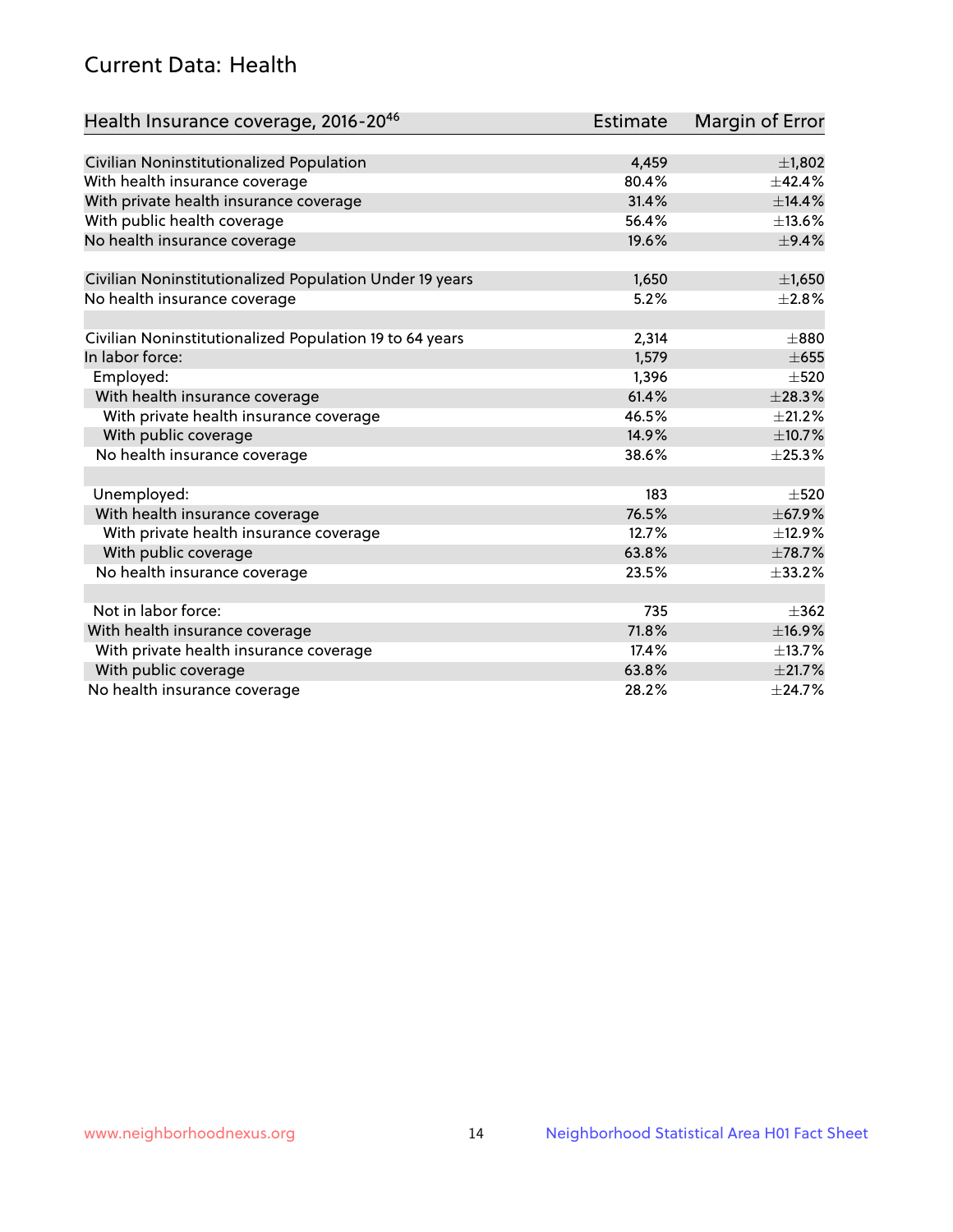## Current Data: Health

| Health Insurance coverage, 2016-20[46] | Estimate | Margin of Error |
|---|---|---|
| Civilian Noninstitutionalized Population | 4,459 | ±1,802 |
| With health insurance coverage | 80.4% | ±42.4% |
| With private health insurance coverage | 31.4% | ±14.4% |
| With public health coverage | 56.4% | ±13.6% |
| No health insurance coverage | 19.6% | ±9.4% |
| | | |
| Civilian Noninstitutionalized Population Under 19 years | 1,650 | ±1,650 |
| No health insurance coverage | 5.2% | ±2.8% |
| | | |
| Civilian Noninstitutionalized Population 19 to 64 years | 2,314 | ±880 |
| In labor force: | 1,579 | ±655 |
| Employed: | 1,396 | ±520 |
| With health insurance coverage | 61.4% | ±28.3% |
| With private health insurance coverage | 46.5% | ±21.2% |
| With public coverage | 14.9% | ±10.7% |
| No health insurance coverage | 38.6% | ±25.3% |
| | | |
| Unemployed: | 183 | ±520 |
| With health insurance coverage | 76.5% | ±67.9% |
| With private health insurance coverage | 12.7% | ±12.9% |
| With public coverage | 63.8% | ±78.7% |
| No health insurance coverage | 23.5% | ±33.2% |
| | | |
| Not in labor force: | 735 | ±362 |
| With health insurance coverage | 71.8% | ±16.9% |
| With private health insurance coverage | 17.4% | ±13.7% |
| With public coverage | 63.8% | ±21.7% |
| No health insurance coverage | 28.2% | ±24.7% |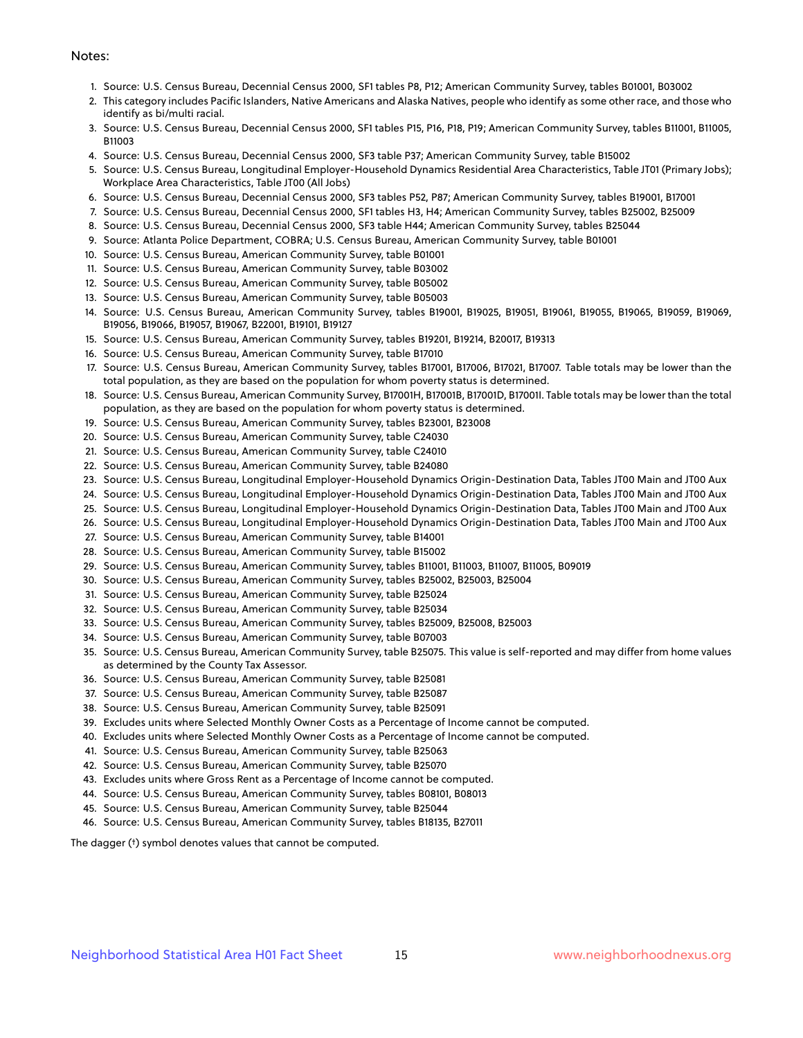Notes:

1. Source: U.S. Census Bureau, Decennial Census 2000, SF1 tables P8, P12; American Community Survey, tables B01001, B03002
2. This category includes Pacific Islanders, Native Americans and Alaska Natives, people who identify as some other race, and those who identify as bi/multi racial.
3. Source: U.S. Census Bureau, Decennial Census 2000, SF1 tables P15, P16, P18, P19; American Community Survey, tables B11001, B11005, B11003
4. Source: U.S. Census Bureau, Decennial Census 2000, SF3 table P37; American Community Survey, table B15002
5. Source: U.S. Census Bureau, Longitudinal Employer-Household Dynamics Residential Area Characteristics, Table JT01 (Primary Jobs); Workplace Area Characteristics, Table JT00 (All Jobs)
6. Source: U.S. Census Bureau, Decennial Census 2000, SF3 tables P52, P87; American Community Survey, tables B19001, B17001
7. Source: U.S. Census Bureau, Decennial Census 2000, SF1 tables H3, H4; American Community Survey, tables B25002, B25009
8. Source: U.S. Census Bureau, Decennial Census 2000, SF3 table H44; American Community Survey, tables B25044
9. Source: Atlanta Police Department, COBRA; U.S. Census Bureau, American Community Survey, table B01001
10. Source: U.S. Census Bureau, American Community Survey, table B01001
11. Source: U.S. Census Bureau, American Community Survey, table B03002
12. Source: U.S. Census Bureau, American Community Survey, table B05002
13. Source: U.S. Census Bureau, American Community Survey, table B05003
14. Source: U.S. Census Bureau, American Community Survey, tables B19001, B19025, B19051, B19061, B19055, B19065, B19059, B19069, B19056, B19066, B19057, B19067, B22001, B19101, B19127
15. Source: U.S. Census Bureau, American Community Survey, tables B19201, B19214, B20017, B19313
16. Source: U.S. Census Bureau, American Community Survey, table B17010
17. Source: U.S. Census Bureau, American Community Survey, tables B17001, B17006, B17021, B17007. Table totals may be lower than the total population, as they are based on the population for whom poverty status is determined.
18. Source: U.S. Census Bureau, American Community Survey, B17001H, B17001B, B17001D, B17001I. Table totals may be lower than the total population, as they are based on the population for whom poverty status is determined.
19. Source: U.S. Census Bureau, American Community Survey, tables B23001, B23008
20. Source: U.S. Census Bureau, American Community Survey, table C24030
21. Source: U.S. Census Bureau, American Community Survey, table C24010
22. Source: U.S. Census Bureau, American Community Survey, table B24080
23. Source: U.S. Census Bureau, Longitudinal Employer-Household Dynamics Origin-Destination Data, Tables JT00 Main and JT00 Aux
24. Source: U.S. Census Bureau, Longitudinal Employer-Household Dynamics Origin-Destination Data, Tables JT00 Main and JT00 Aux
25. Source: U.S. Census Bureau, Longitudinal Employer-Household Dynamics Origin-Destination Data, Tables JT00 Main and JT00 Aux
26. Source: U.S. Census Bureau, Longitudinal Employer-Household Dynamics Origin-Destination Data, Tables JT00 Main and JT00 Aux
27. Source: U.S. Census Bureau, American Community Survey, table B14001
28. Source: U.S. Census Bureau, American Community Survey, table B15002
29. Source: U.S. Census Bureau, American Community Survey, tables B11001, B11003, B11007, B11005, B09019
30. Source: U.S. Census Bureau, American Community Survey, tables B25002, B25003, B25004
31. Source: U.S. Census Bureau, American Community Survey, table B25024
32. Source: U.S. Census Bureau, American Community Survey, table B25034
33. Source: U.S. Census Bureau, American Community Survey, tables B25009, B25008, B25003
34. Source: U.S. Census Bureau, American Community Survey, table B07003
35. Source: U.S. Census Bureau, American Community Survey, table B25075. This value is self-reported and may differ from home values as determined by the County Tax Assessor.
36. Source: U.S. Census Bureau, American Community Survey, table B25081
37. Source: U.S. Census Bureau, American Community Survey, table B25087
38. Source: U.S. Census Bureau, American Community Survey, table B25091
39. Excludes units where Selected Monthly Owner Costs as a Percentage of Income cannot be computed.
40. Excludes units where Selected Monthly Owner Costs as a Percentage of Income cannot be computed.
41. Source: U.S. Census Bureau, American Community Survey, table B25063
42. Source: U.S. Census Bureau, American Community Survey, table B25070
43. Excludes units where Gross Rent as a Percentage of Income cannot be computed.
44. Source: U.S. Census Bureau, American Community Survey, tables B08101, B08013
45. Source: U.S. Census Bureau, American Community Survey, table B25044
46. Source: U.S. Census Bureau, American Community Survey, tables B18135, B27011

The dagger (†) symbol denotes values that cannot be computed.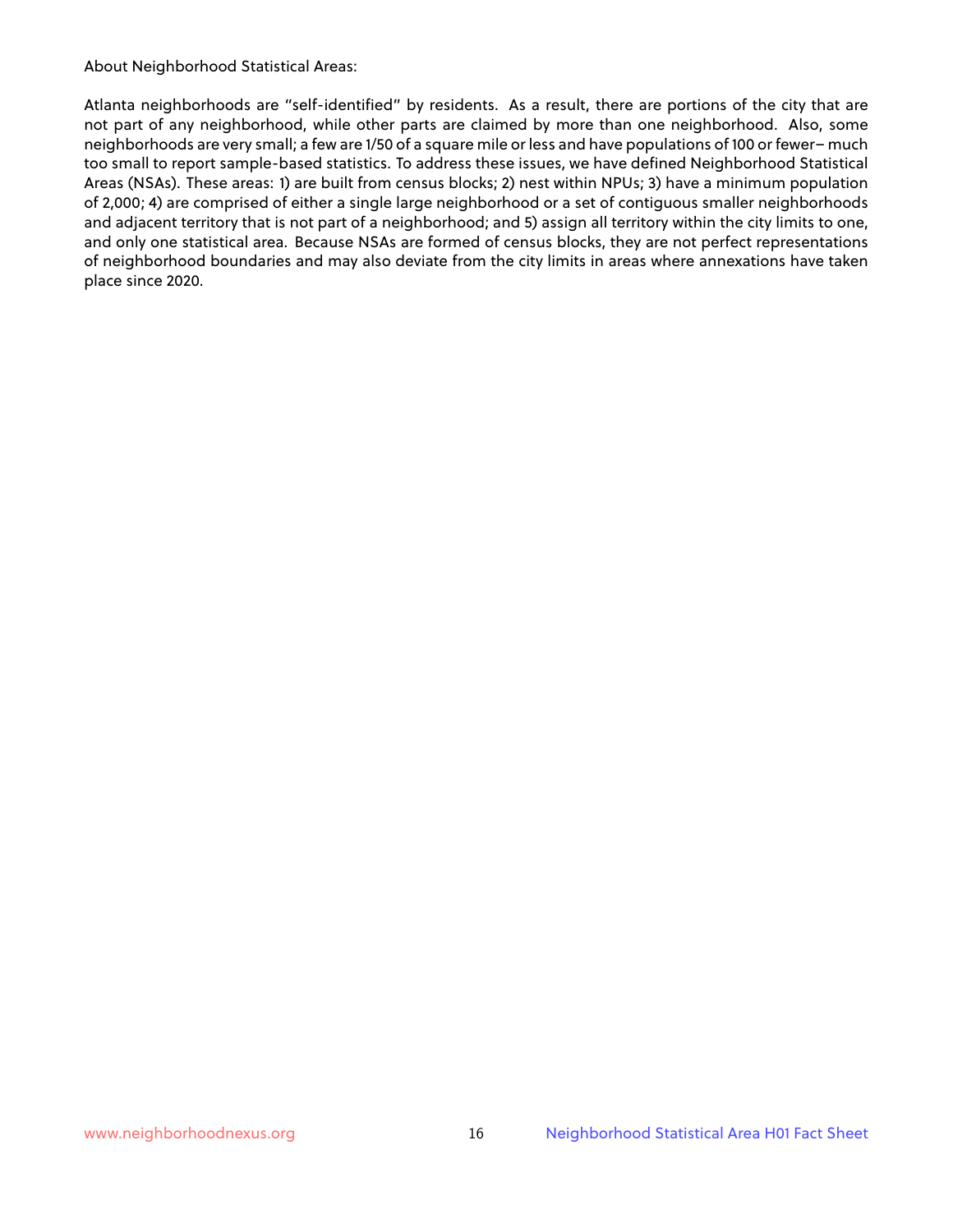About Neighborhood Statistical Areas:

Atlanta neighborhoods are "self-identified" by residents. As a result, there are portions of the city that are not part of any neighborhood, while other parts are claimed by more than one neighborhood. Also, some neighborhoods are very small; a few are 1/50 of a square mile or less and have populations of 100 or fewer– much too small to report sample-based statistics. To address these issues, we have defined Neighborhood Statistical Areas (NSAs). These areas: 1) are built from census blocks; 2) nest within NPUs; 3) have a minimum population of 2,000; 4) are comprised of either a single large neighborhood or a set of contiguous smaller neighborhoods and adjacent territory that is not part of a neighborhood; and 5) assign all territory within the city limits to one, and only one statistical area. Because NSAs are formed of census blocks, they are not perfect representations of neighborhood boundaries and may also deviate from the city limits in areas where annexations have taken place since 2020.